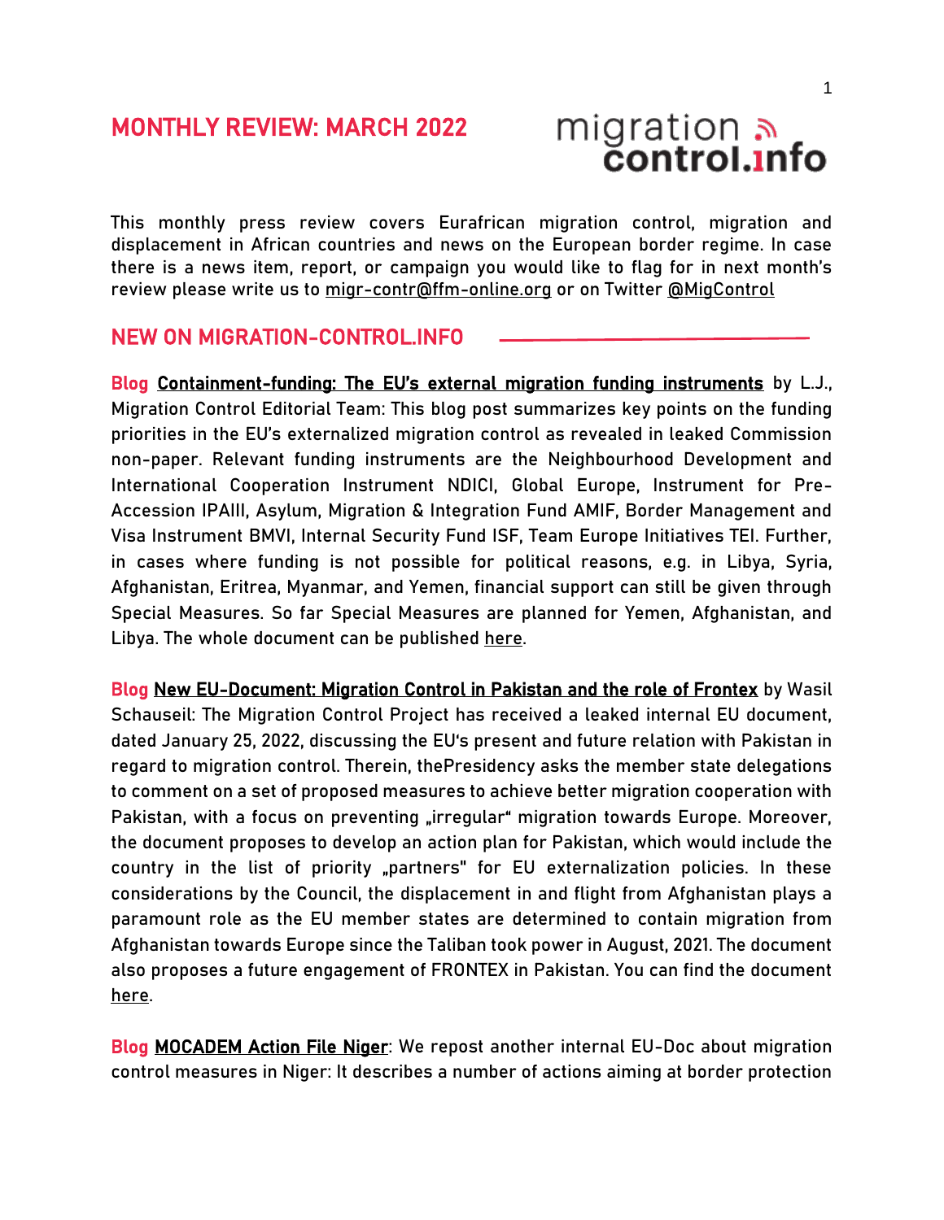# MONTHLY REVIEW: MARCH 2022

migration control.info

This monthly press review covers Eurafrican migration control, migration and displacement in African countries and news on the European border regime. In case there is a news item, report, or campaign you would like to flag for in next month's review please write us to migr-contr@ffm-online.org or on Twitter @MigControl

## NEW ON MIGRATION-CONTROL.INFO

**Blog** **Containment-funding: The EU's external migration funding instruments** by L.J., Migration Control Editorial Team: This blog post summarizes key points on the funding priorities in the EU's externalized migration control as revealed in leaked Commission non-paper. Relevant funding instruments are the Neighbourhood Development and International Cooperation Instrument NDICI, Global Europe, Instrument for Pre-Accession IPAIII, Asylum, Migration & Integration Fund AMIF, Border Management and Visa Instrument BMVI, Internal Security Fund ISF, Team Europe Initiatives TEI. Further, in cases where funding is not possible for political reasons, e.g. in Libya, Syria, Afghanistan, Eritrea, Myanmar, and Yemen, financial support can still be given through Special Measures. So far Special Measures are planned for Yemen, Afghanistan, and Libya. The whole document can be published here.

**Blog** **New EU-Document: Migration Control in Pakistan and the role of Frontex** by Wasil Schauseil: The Migration Control Project has received a leaked internal EU document, dated January 25, 2022, discussing the EU's present and future relation with Pakistan in regard to migration control. Therein, thePresidency asks the member state delegations to comment on a set of proposed measures to achieve better migration cooperation with Pakistan, with a focus on preventing „irregular" migration towards Europe. Moreover, the document proposes to develop an action plan for Pakistan, which would include the country in the list of priority „partners" for EU externalization policies. In these considerations by the Council, the displacement in and flight from Afghanistan plays a paramount role as the EU member states are determined to contain migration from Afghanistan towards Europe since the Taliban took power in August, 2021. The document also proposes a future engagement of FRONTEX in Pakistan. You can find the document here.

**Blog** **MOCADEM Action File Niger**: We repost another internal EU-Doc about migration control measures in Niger: It describes a number of actions aiming at border protection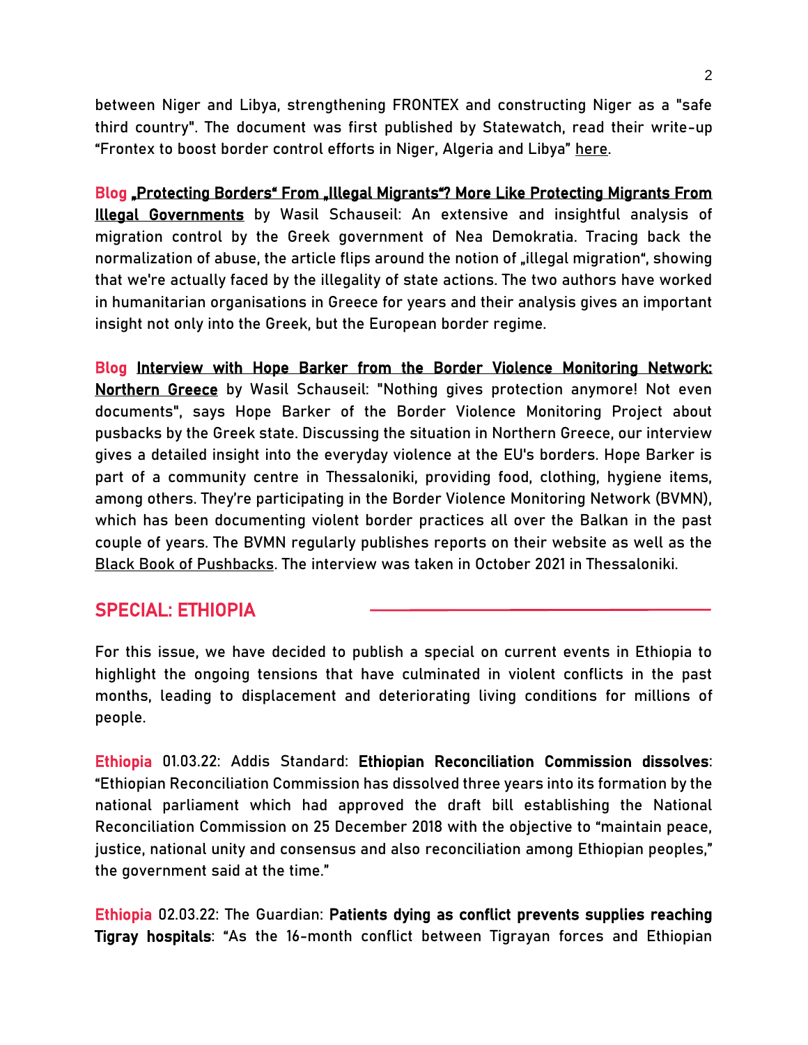between Niger and Libya, strengthening FRONTEX and constructing Niger as a "safe third country". The document was first published by Statewatch, read their write-up "Frontex to boost border control efforts in Niger, Algeria and Libya" here.

**Blog „Protecting Borders" From „Illegal Migrants"? More Like Protecting Migrants From Illegal Governments** by Wasil Schauseil: An extensive and insightful analysis of migration control by the Greek government of Nea Demokratia. Tracing back the normalization of abuse, the article flips around the notion of „illegal migration", showing that we're actually faced by the illegality of state actions. The two authors have worked in humanitarian organisations in Greece for years and their analysis gives an important insight not only into the Greek, but the European border regime.

**Blog Interview with Hope Barker from the Border Violence Monitoring Network: Northern Greece** by Wasil Schauseil: "Nothing gives protection anymore! Not even documents", says Hope Barker of the Border Violence Monitoring Project about pusbacks by the Greek state. Discussing the situation in Northern Greece, our interview gives a detailed insight into the everyday violence at the EU's borders. Hope Barker is part of a community centre in Thessaloniki, providing food, clothing, hygiene items, among others. They're participating in the Border Violence Monitoring Network (BVMN), which has been documenting violent border practices all over the Balkan in the past couple of years. The BVMN regularly publishes reports on their website as well as the Black Book of Pushbacks. The interview was taken in October 2021 in Thessaloniki.

## SPECIAL: ETHIOPIA

For this issue, we have decided to publish a special on current events in Ethiopia to highlight the ongoing tensions that have culminated in violent conflicts in the past months, leading to displacement and deteriorating living conditions for millions of people.

Ethiopia 01.03.22: Addis Standard: **Ethiopian Reconciliation Commission dissolves**: "Ethiopian Reconciliation Commission has dissolved three years into its formation by the national parliament which had approved the draft bill establishing the National Reconciliation Commission on 25 December 2018 with the objective to "maintain peace, justice, national unity and consensus and also reconciliation among Ethiopian peoples," the government said at the time."

Ethiopia 02.03.22: The Guardian: **Patients dying as conflict prevents supplies reaching Tigray hospitals**: "As the 16-month conflict between Tigrayan forces and Ethiopian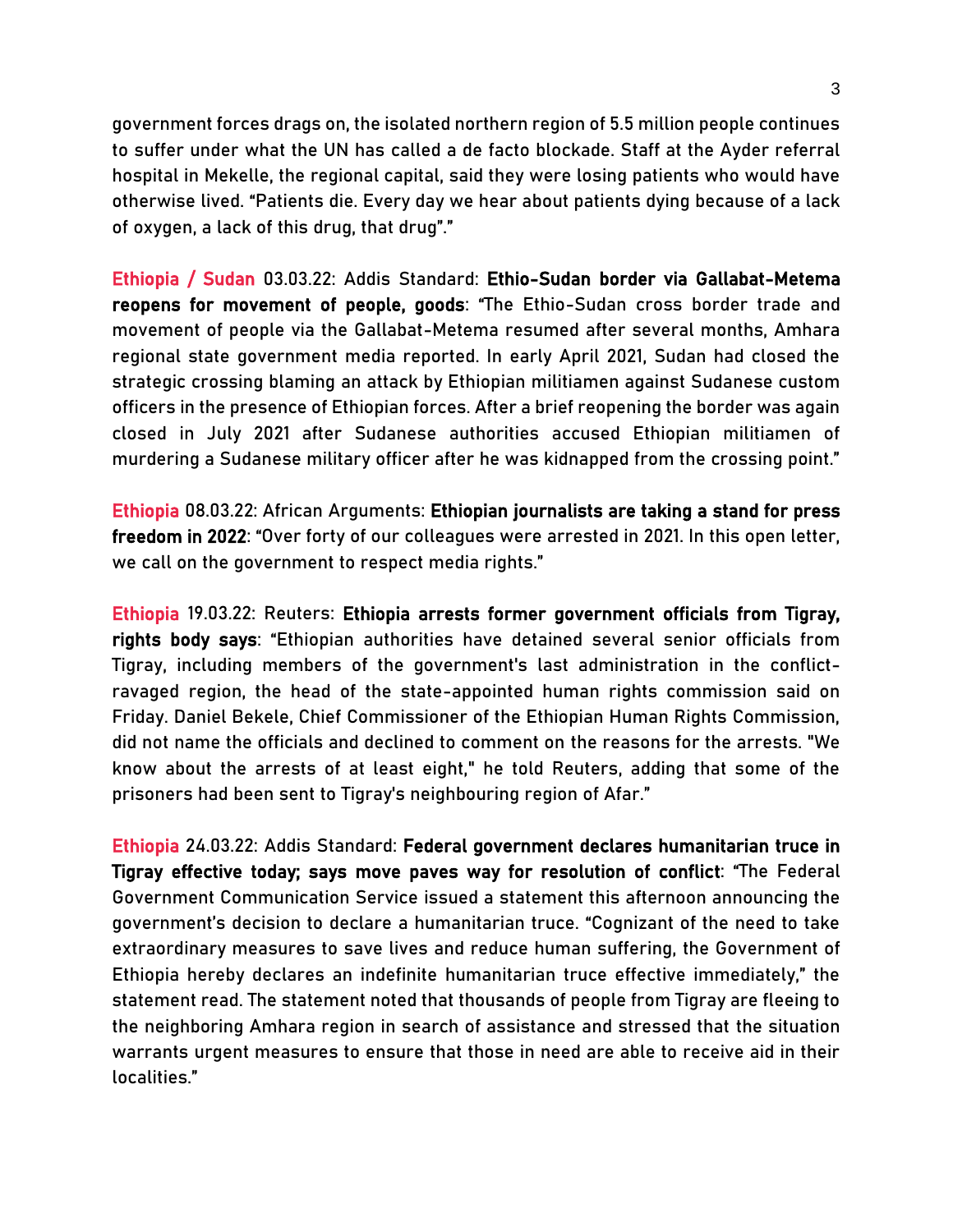government forces drags on, the isolated northern region of 5.5 million people continues to suffer under what the UN has called a de facto blockade. Staff at the Ayder referral hospital in Mekelle, the regional capital, said they were losing patients who would have otherwise lived. "Patients die. Every day we hear about patients dying because of a lack of oxygen, a lack of this drug, that drug"."

Ethiopia / Sudan 03.03.22: Addis Standard: **Ethio-Sudan border via Gallabat-Metema reopens for movement of people, goods**: "The Ethio-Sudan cross border trade and movement of people via the Gallabat-Metema resumed after several months, Amhara regional state government media reported. In early April 2021, Sudan had closed the strategic crossing blaming an attack by Ethiopian militiamen against Sudanese custom officers in the presence of Ethiopian forces. After a brief reopening the border was again closed in July 2021 after Sudanese authorities accused Ethiopian militiamen of murdering a Sudanese military officer after he was kidnapped from the crossing point."

Ethiopia 08.03.22: African Arguments: **Ethiopian journalists are taking a stand for press freedom in 2022**: "Over forty of our colleagues were arrested in 2021. In this open letter, we call on the government to respect media rights."

Ethiopia 19.03.22: Reuters: **Ethiopia arrests former government officials from Tigray, rights body says**: "Ethiopian authorities have detained several senior officials from Tigray, including members of the government's last administration in the conflict-ravaged region, the head of the state-appointed human rights commission said on Friday. Daniel Bekele, Chief Commissioner of the Ethiopian Human Rights Commission, did not name the officials and declined to comment on the reasons for the arrests. "We know about the arrests of at least eight," he told Reuters, adding that some of the prisoners had been sent to Tigray's neighbouring region of Afar."

Ethiopia 24.03.22: Addis Standard: **Federal government declares humanitarian truce in Tigray effective today; says move paves way for resolution of conflict**: "The Federal Government Communication Service issued a statement this afternoon announcing the government's decision to declare a humanitarian truce. "Cognizant of the need to take extraordinary measures to save lives and reduce human suffering, the Government of Ethiopia hereby declares an indefinite humanitarian truce effective immediately," the statement read. The statement noted that thousands of people from Tigray are fleeing to the neighboring Amhara region in search of assistance and stressed that the situation warrants urgent measures to ensure that those in need are able to receive aid in their localities."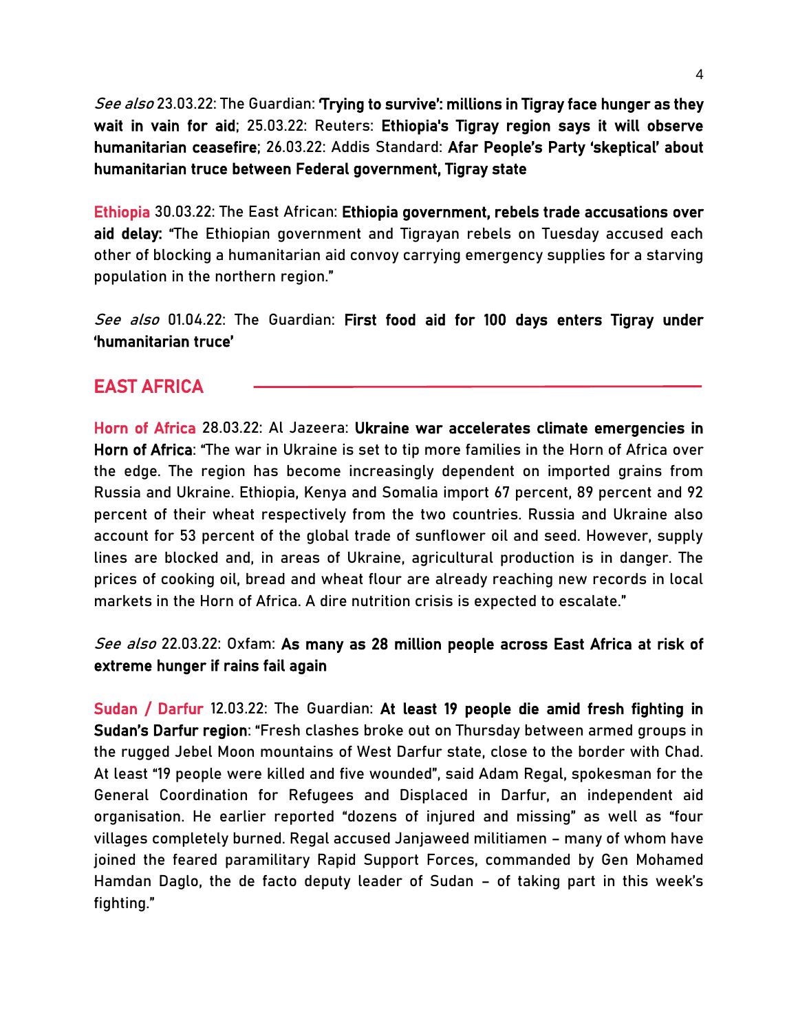*See also* 23.03.22: The Guardian: **'Trying to survive': millions in Tigray face hunger as they wait in vain for aid**; 25.03.22: Reuters: **Ethiopia's Tigray region says it will observe humanitarian ceasefire**; 26.03.22: Addis Standard: **Afar People's Party 'skeptical' about humanitarian truce between Federal government, Tigray state**

**Ethiopia** 30.03.22: The East African: **Ethiopia government, rebels trade accusations over aid delay:** "The Ethiopian government and Tigrayan rebels on Tuesday accused each other of blocking a humanitarian aid convoy carrying emergency supplies for a starving population in the northern region."

*See also* 01.04.22: The Guardian: **First food aid for 100 days enters Tigray under 'humanitarian truce'**

## EAST AFRICA

**Horn of Africa** 28.03.22: Al Jazeera: **Ukraine war accelerates climate emergencies in Horn of Africa**: "The war in Ukraine is set to tip more families in the Horn of Africa over the edge. The region has become increasingly dependent on imported grains from Russia and Ukraine. Ethiopia, Kenya and Somalia import 67 percent, 89 percent and 92 percent of their wheat respectively from the two countries. Russia and Ukraine also account for 53 percent of the global trade of sunflower oil and seed. However, supply lines are blocked and, in areas of Ukraine, agricultural production is in danger. The prices of cooking oil, bread and wheat flour are already reaching new records in local markets in the Horn of Africa. A dire nutrition crisis is expected to escalate."

*See also* 22.03.22: Oxfam: **As many as 28 million people across East Africa at risk of extreme hunger if rains fail again**

**Sudan / Darfur** 12.03.22: The Guardian: **At least 19 people die amid fresh fighting in Sudan's Darfur region**: "Fresh clashes broke out on Thursday between armed groups in the rugged Jebel Moon mountains of West Darfur state, close to the border with Chad. At least "19 people were killed and five wounded", said Adam Regal, spokesman for the General Coordination for Refugees and Displaced in Darfur, an independent aid organisation. He earlier reported "dozens of injured and missing" as well as "four villages completely burned. Regal accused Janjaweed militiamen – many of whom have joined the feared paramilitary Rapid Support Forces, commanded by Gen Mohamed Hamdan Daglo, the de facto deputy leader of Sudan – of taking part in this week's fighting."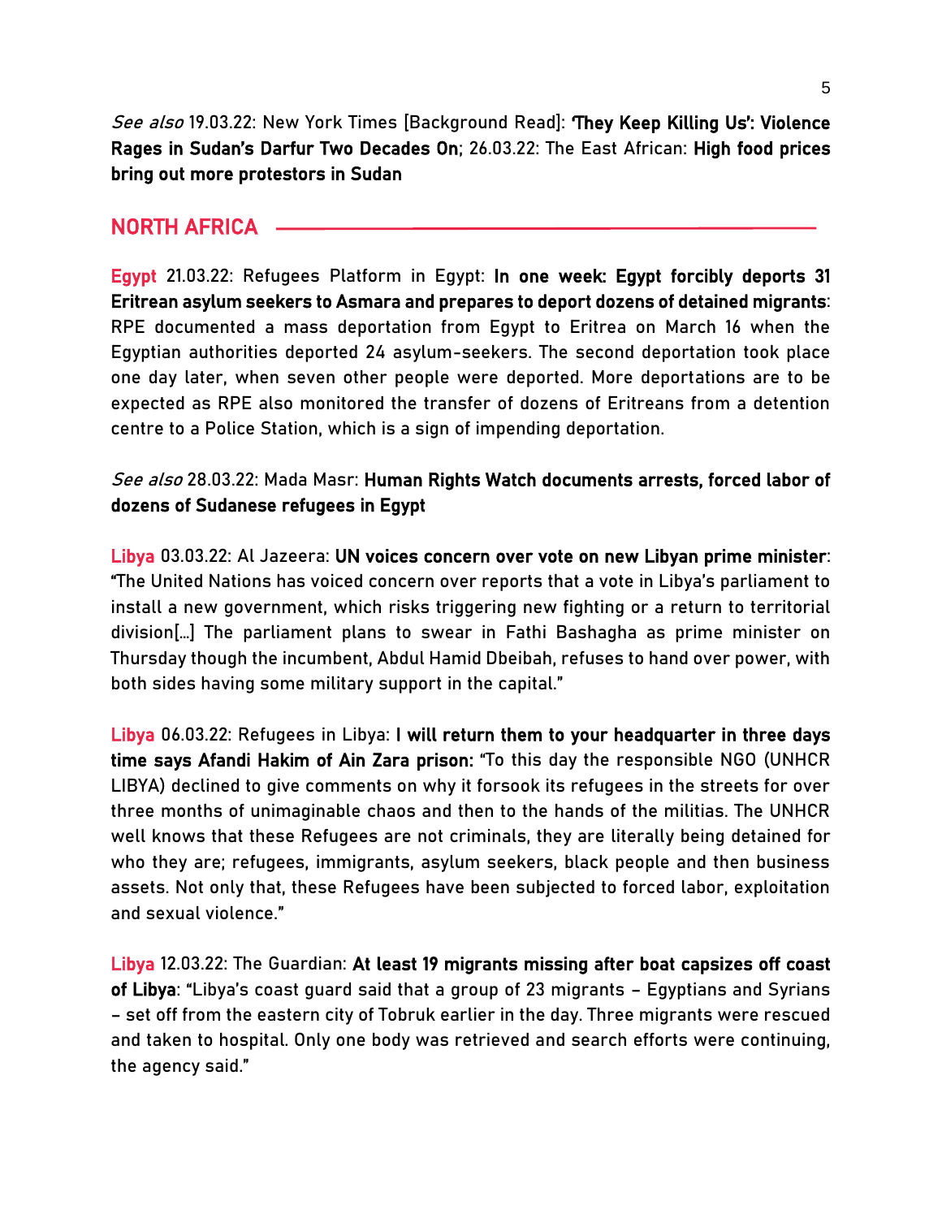*See also* 19.03.22: New York Times [Background Read]: **'They Keep Killing Us': Violence Rages in Sudan's Darfur Two Decades On**; 26.03.22: The East African: **High food prices bring out more protestors in Sudan**

## NORTH AFRICA

**Egypt** 21.03.22: Refugees Platform in Egypt: **In one week: Egypt forcibly deports 31 Eritrean asylum seekers to Asmara and prepares to deport dozens of detained migrants**: RPE documented a mass deportation from Egypt to Eritrea on March 16 when the Egyptian authorities deported 24 asylum-seekers. The second deportation took place one day later, when seven other people were deported. More deportations are to be expected as RPE also monitored the transfer of dozens of Eritreans from a detention centre to a Police Station, which is a sign of impending deportation.

*See also* 28.03.22: Mada Masr: **Human Rights Watch documents arrests, forced labor of dozens of Sudanese refugees in Egypt**

**Libya** 03.03.22: Al Jazeera: **UN voices concern over vote on new Libyan prime minister**: "The United Nations has voiced concern over reports that a vote in Libya's parliament to install a new government, which risks triggering new fighting or a return to territorial division[…] The parliament plans to swear in Fathi Bashagha as prime minister on Thursday though the incumbent, Abdul Hamid Dbeibah, refuses to hand over power, with both sides having some military support in the capital."

**Libya** 06.03.22: Refugees in Libya: **I will return them to your headquarter in three days time says Afandi Hakim of Ain Zara prison:** "To this day the responsible NGO (UNHCR LIBYA) declined to give comments on why it forsook its refugees in the streets for over three months of unimaginable chaos and then to the hands of the militias. The UNHCR well knows that these Refugees are not criminals, they are literally being detained for who they are; refugees, immigrants, asylum seekers, black people and then business assets. Not only that, these Refugees have been subjected to forced labor, exploitation and sexual violence."

**Libya** 12.03.22: The Guardian: **At least 19 migrants missing after boat capsizes off coast of Libya**: "Libya's coast guard said that a group of 23 migrants – Egyptians and Syrians – set off from the eastern city of Tobruk earlier in the day. Three migrants were rescued and taken to hospital. Only one body was retrieved and search efforts were continuing, the agency said."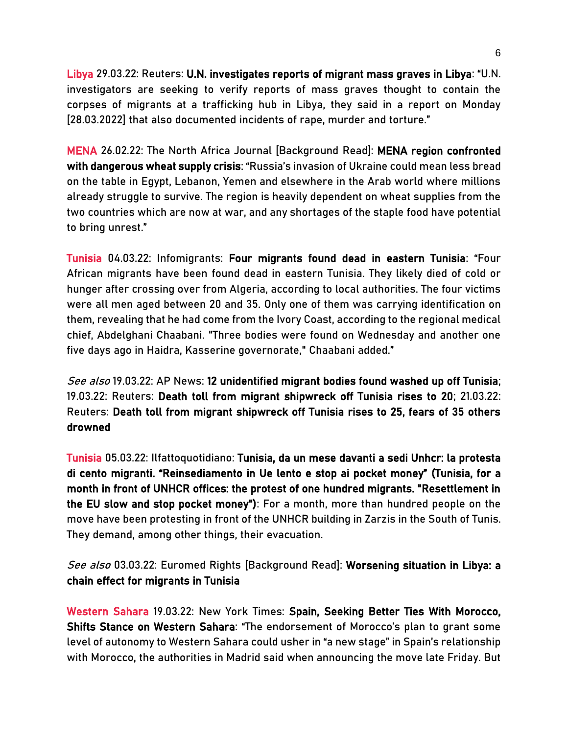Libya 29.03.22: Reuters: **U.N. investigates reports of migrant mass graves in Libya**: "U.N. investigators are seeking to verify reports of mass graves thought to contain the corpses of migrants at a trafficking hub in Libya, they said in a report on Monday [28.03.2022] that also documented incidents of rape, murder and torture."

MENA 26.02.22: The North Africa Journal [Background Read]: **MENA region confronted with dangerous wheat supply crisis**: "Russia's invasion of Ukraine could mean less bread on the table in Egypt, Lebanon, Yemen and elsewhere in the Arab world where millions already struggle to survive. The region is heavily dependent on wheat supplies from the two countries which are now at war, and any shortages of the staple food have potential to bring unrest."

Tunisia 04.03.22: Infomigrants: **Four migrants found dead in eastern Tunisia**: "Four African migrants have been found dead in eastern Tunisia. They likely died of cold or hunger after crossing over from Algeria, according to local authorities. The four victims were all men aged between 20 and 35. Only one of them was carrying identification on them, revealing that he had come from the Ivory Coast, according to the regional medical chief, Abdelghani Chaabani. "Three bodies were found on Wednesday and another one five days ago in Haidra, Kasserine governorate," Chaabani added."

*See also* 19.03.22: AP News: **12 unidentified migrant bodies found washed up off Tunisia**; 19.03.22: Reuters: **Death toll from migrant shipwreck off Tunisia rises to 20**; 21.03.22: Reuters: **Death toll from migrant shipwreck off Tunisia rises to 25, fears of 35 others drowned**

Tunisia 05.03.22: Ilfattoquotidiano: **Tunisia, da un mese davanti a sedi Unhcr: la protesta di cento migranti. "Reinsediamento in Ue lento e stop ai pocket money" (Tunisia, for a month in front of UNHCR offices: the protest of one hundred migrants. "Resettlement in the EU slow and stop pocket money")**: For a month, more than hundred people on the move have been protesting in front of the UNHCR building in Zarzis in the South of Tunis. They demand, among other things, their evacuation.

*See also* 03.03.22: Euromed Rights [Background Read]: **Worsening situation in Libya: a chain effect for migrants in Tunisia**

Western Sahara 19.03.22: New York Times: **Spain, Seeking Better Ties With Morocco, Shifts Stance on Western Sahara**: "The endorsement of Morocco's plan to grant some level of autonomy to Western Sahara could usher in "a new stage" in Spain's relationship with Morocco, the authorities in Madrid said when announcing the move late Friday. But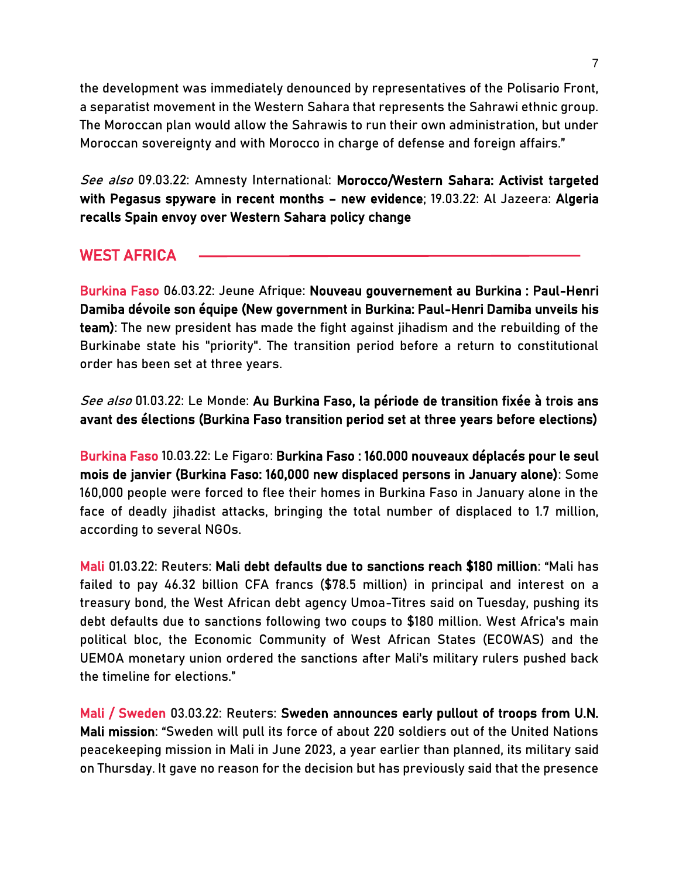the development was immediately denounced by representatives of the Polisario Front, a separatist movement in the Western Sahara that represents the Sahrawi ethnic group. The Moroccan plan would allow the Sahrawis to run their own administration, but under Moroccan sovereignty and with Morocco in charge of defense and foreign affairs."

*See also* 09.03.22: Amnesty International: **Morocco/Western Sahara: Activist targeted with Pegasus spyware in recent months – new evidence**; 19.03.22: Al Jazeera: **Algeria recalls Spain envoy over Western Sahara policy change**

## WEST AFRICA

**Burkina Faso** 06.03.22: Jeune Afrique: **Nouveau gouvernement au Burkina : Paul-Henri Damiba dévoile son équipe (New government in Burkina: Paul-Henri Damiba unveils his team)**: The new president has made the fight against jihadism and the rebuilding of the Burkinabe state his "priority". The transition period before a return to constitutional order has been set at three years.

*See also* 01.03.22: Le Monde: **Au Burkina Faso, la période de transition fixée à trois ans avant des élections (Burkina Faso transition period set at three years before elections)**

**Burkina Faso** 10.03.22: Le Figaro: **Burkina Faso : 160.000 nouveaux déplacés pour le seul mois de janvier (Burkina Faso: 160,000 new displaced persons in January alone)**: Some 160,000 people were forced to flee their homes in Burkina Faso in January alone in the face of deadly jihadist attacks, bringing the total number of displaced to 1.7 million, according to several NGOs.

**Mali** 01.03.22: Reuters: **Mali debt defaults due to sanctions reach $180 million**: "Mali has failed to pay 46.32 billion CFA francs ($78.5 million) in principal and interest on a treasury bond, the West African debt agency Umoa-Titres said on Tuesday, pushing its debt defaults due to sanctions following two coups to $180 million. West Africa's main political bloc, the Economic Community of West African States (ECOWAS) and the UEMOA monetary union ordered the sanctions after Mali's military rulers pushed back the timeline for elections."

**Mali / Sweden** 03.03.22: Reuters: **Sweden announces early pullout of troops from U.N. Mali mission**: "Sweden will pull its force of about 220 soldiers out of the United Nations peacekeeping mission in Mali in June 2023, a year earlier than planned, its military said on Thursday. It gave no reason for the decision but has previously said that the presence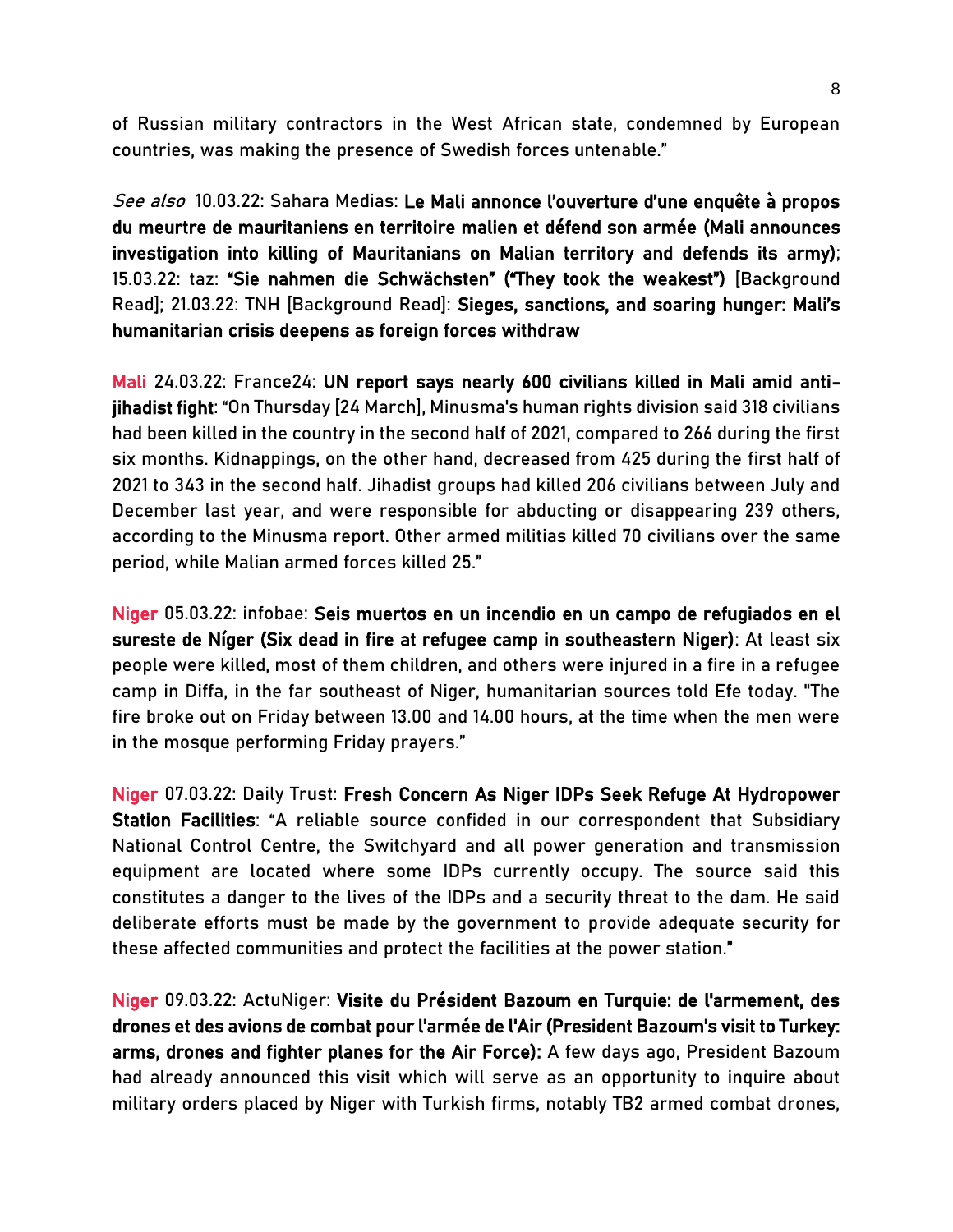of Russian military contractors in the West African state, condemned by European countries, was making the presence of Swedish forces untenable."

*See also* 10.03.22: Sahara Medias: **Le Mali annonce l'ouverture d'une enquête à propos du meurtre de mauritaniens en territoire malien et défend son armée (Mali announces investigation into killing of Mauritanians on Malian territory and defends its army)**; 15.03.22: taz: **"Sie nahmen die Schwächsten" ("They took the weakest")** [Background Read]; 21.03.22: TNH [Background Read]: **Sieges, sanctions, and soaring hunger: Mali's humanitarian crisis deepens as foreign forces withdraw**

Mali 24.03.22: France24: **UN report says nearly 600 civilians killed in Mali amid anti-jihadist fight**: "On Thursday [24 March], Minusma's human rights division said 318 civilians had been killed in the country in the second half of 2021, compared to 266 during the first six months. Kidnappings, on the other hand, decreased from 425 during the first half of 2021 to 343 in the second half. Jihadist groups had killed 206 civilians between July and December last year, and were responsible for abducting or disappearing 239 others, according to the Minusma report. Other armed militias killed 70 civilians over the same period, while Malian armed forces killed 25."

Niger 05.03.22: infobae: **Seis muertos en un incendio en un campo de refugiados en el sureste de Níger (Six dead in fire at refugee camp in southeastern Niger)**: At least six people were killed, most of them children, and others were injured in a fire in a refugee camp in Diffa, in the far southeast of Niger, humanitarian sources told Efe today. "The fire broke out on Friday between 13.00 and 14.00 hours, at the time when the men were in the mosque performing Friday prayers."

Niger 07.03.22: Daily Trust: **Fresh Concern As Niger IDPs Seek Refuge At Hydropower Station Facilities**: "A reliable source confided in our correspondent that Subsidiary National Control Centre, the Switchyard and all power generation and transmission equipment are located where some IDPs currently occupy. The source said this constitutes a danger to the lives of the IDPs and a security threat to the dam. He said deliberate efforts must be made by the government to provide adequate security for these affected communities and protect the facilities at the power station."

Niger 09.03.22: ActuNiger: **Visite du Président Bazoum en Turquie: de l'armement, des drones et des avions de combat pour l'armée de l'Air (President Bazoum's visit to Turkey: arms, drones and fighter planes for the Air Force):** A few days ago, President Bazoum had already announced this visit which will serve as an opportunity to inquire about military orders placed by Niger with Turkish firms, notably TB2 armed combat drones,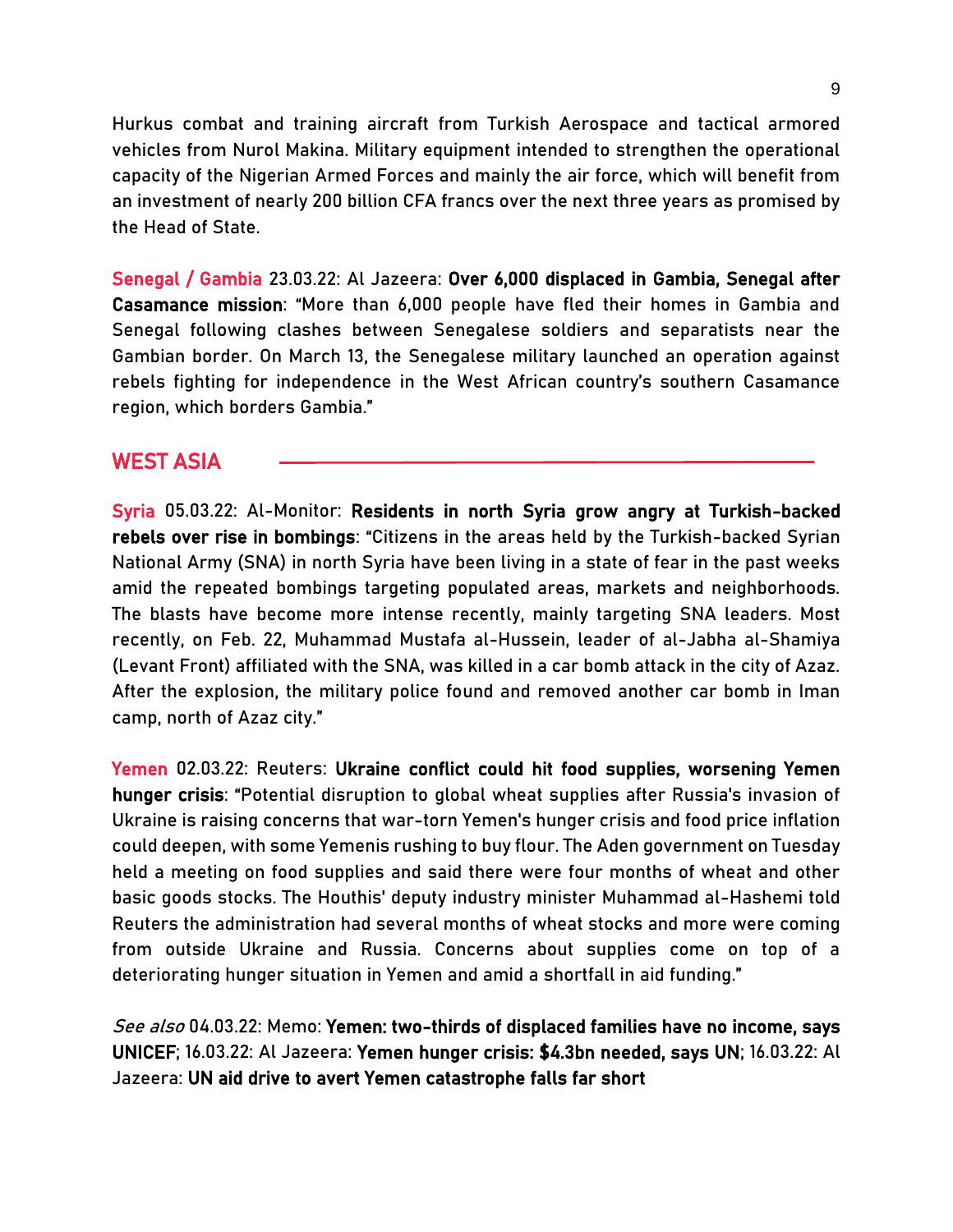Hurkus combat and training aircraft from Turkish Aerospace and tactical armored vehicles from Nurol Makina. Military equipment intended to strengthen the operational capacity of the Nigerian Armed Forces and mainly the air force, which will benefit from an investment of nearly 200 billion CFA francs over the next three years as promised by the Head of State.

Senegal / Gambia 23.03.22: Al Jazeera: **Over 6,000 displaced in Gambia, Senegal after Casamance mission**: "More than 6,000 people have fled their homes in Gambia and Senegal following clashes between Senegalese soldiers and separatists near the Gambian border. On March 13, the Senegalese military launched an operation against rebels fighting for independence in the West African country's southern Casamance region, which borders Gambia."

## WEST ASIA

Syria 05.03.22: Al-Monitor: **Residents in north Syria grow angry at Turkish-backed rebels over rise in bombings**: "Citizens in the areas held by the Turkish-backed Syrian National Army (SNA) in north Syria have been living in a state of fear in the past weeks amid the repeated bombings targeting populated areas, markets and neighborhoods. The blasts have become more intense recently, mainly targeting SNA leaders. Most recently, on Feb. 22, Muhammad Mustafa al-Hussein, leader of al-Jabha al-Shamiya (Levant Front) affiliated with the SNA, was killed in a car bomb attack in the city of Azaz. After the explosion, the military police found and removed another car bomb in Iman camp, north of Azaz city."

Yemen 02.03.22: Reuters: **Ukraine conflict could hit food supplies, worsening Yemen hunger crisis**: "Potential disruption to global wheat supplies after Russia's invasion of Ukraine is raising concerns that war-torn Yemen's hunger crisis and food price inflation could deepen, with some Yemenis rushing to buy flour. The Aden government on Tuesday held a meeting on food supplies and said there were four months of wheat and other basic goods stocks. The Houthis' deputy industry minister Muhammad al-Hashemi told Reuters the administration had several months of wheat stocks and more were coming from outside Ukraine and Russia. Concerns about supplies come on top of a deteriorating hunger situation in Yemen and amid a shortfall in aid funding."

*See also* 04.03.22: Memo: **Yemen: two-thirds of displaced families have no income, says UNICEF**; 16.03.22: Al Jazeera: **Yemen hunger crisis: $4.3bn needed, says UN**; 16.03.22: Al Jazeera: **UN aid drive to avert Yemen catastrophe falls far short**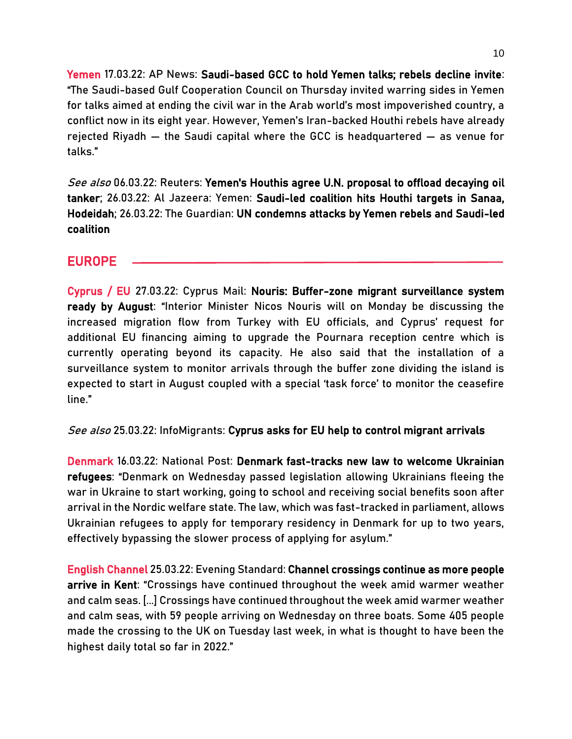**Yemen** 17.03.22: AP News: **Saudi-based GCC to hold Yemen talks; rebels decline invite**: "The Saudi-based Gulf Cooperation Council on Thursday invited warring sides in Yemen for talks aimed at ending the civil war in the Arab world's most impoverished country, a conflict now in its eight year. However, Yemen's Iran-backed Houthi rebels have already rejected Riyadh — the Saudi capital where the GCC is headquartered — as venue for talks."

*See also* 06.03.22: Reuters: **Yemen's Houthis agree U.N. proposal to offload decaying oil tanker**; 26.03.22: Al Jazeera: Yemen: **Saudi-led coalition hits Houthi targets in Sanaa, Hodeidah**; 26.03.22: The Guardian: **UN condemns attacks by Yemen rebels and Saudi-led coalition**

## EUROPE

**Cyprus / EU** 27.03.22: Cyprus Mail: **Nouris: Buffer-zone migrant surveillance system ready by August**: "Interior Minister Nicos Nouris will on Monday be discussing the increased migration flow from Turkey with EU officials, and Cyprus' request for additional EU financing aiming to upgrade the Pournara reception centre which is currently operating beyond its capacity. He also said that the installation of a surveillance system to monitor arrivals through the buffer zone dividing the island is expected to start in August coupled with a special 'task force' to monitor the ceasefire line."

*See also* 25.03.22: InfoMigrants: **Cyprus asks for EU help to control migrant arrivals**

**Denmark** 16.03.22: National Post: **Denmark fast-tracks new law to welcome Ukrainian refugees**: "Denmark on Wednesday passed legislation allowing Ukrainians fleeing the war in Ukraine to start working, going to school and receiving social benefits soon after arrival in the Nordic welfare state. The law, which was fast-tracked in parliament, allows Ukrainian refugees to apply for temporary residency in Denmark for up to two years, effectively bypassing the slower process of applying for asylum."

**English Channel** 25.03.22: Evening Standard: **Channel crossings continue as more people arrive in Kent**: "Crossings have continued throughout the week amid warmer weather and calm seas. [...] Crossings have continued throughout the week amid warmer weather and calm seas, with 59 people arriving on Wednesday on three boats. Some 405 people made the crossing to the UK on Tuesday last week, in what is thought to have been the highest daily total so far in 2022."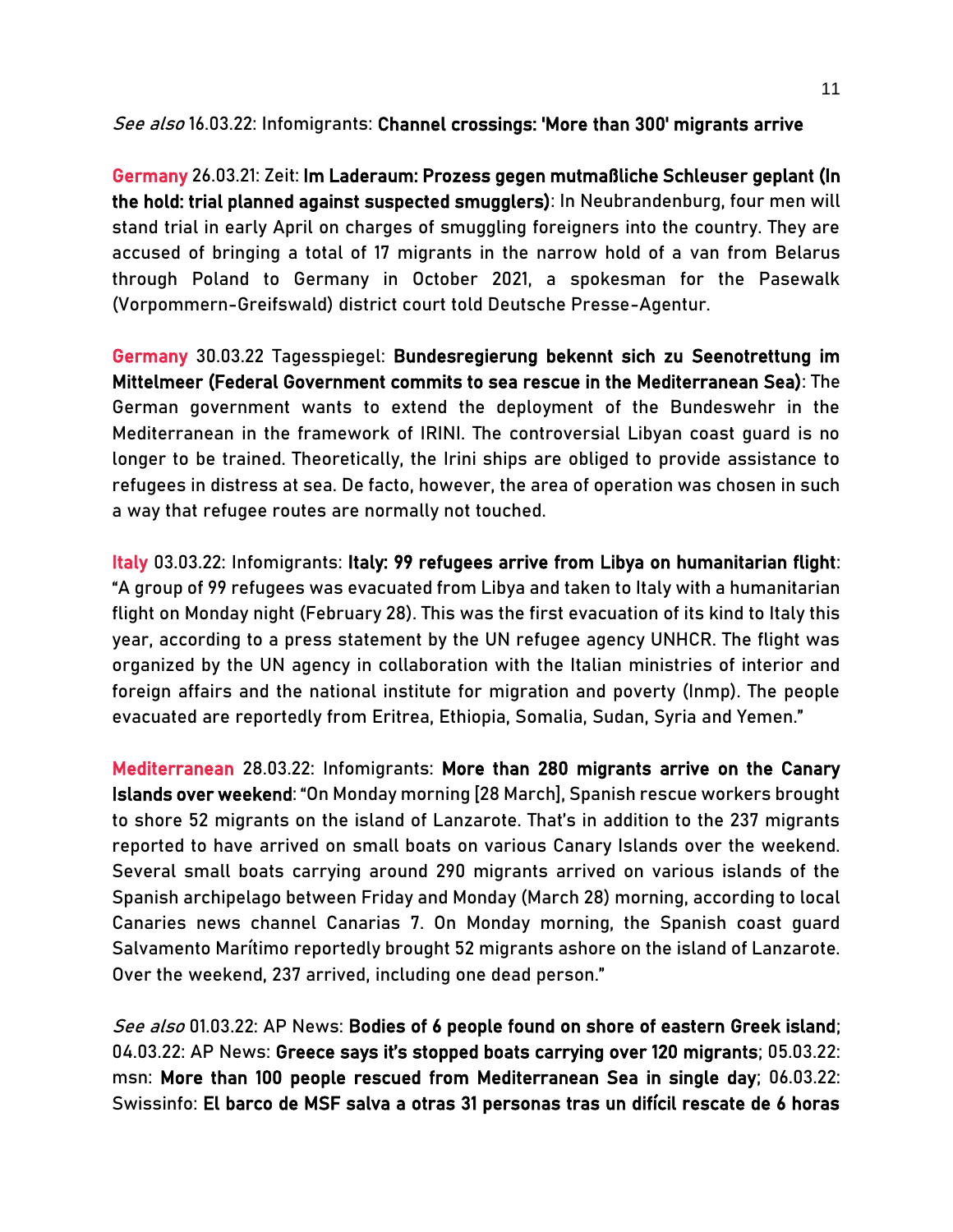*See also* 16.03.22: Infomigrants: **Channel crossings: 'More than 300' migrants arrive**

**Germany** 26.03.21: Zeit: **Im Laderaum: Prozess gegen mutmaßliche Schleuser geplant (In the hold: trial planned against suspected smugglers)**: In Neubrandenburg, four men will stand trial in early April on charges of smuggling foreigners into the country. They are accused of bringing a total of 17 migrants in the narrow hold of a van from Belarus through Poland to Germany in October 2021, a spokesman for the Pasewalk (Vorpommern-Greifswald) district court told Deutsche Presse-Agentur.

**Germany** 30.03.22 Tagesspiegel: **Bundesregierung bekennt sich zu Seenotrettung im Mittelmeer (Federal Government commits to sea rescue in the Mediterranean Sea)**: The German government wants to extend the deployment of the Bundeswehr in the Mediterranean in the framework of IRINI. The controversial Libyan coast guard is no longer to be trained. Theoretically, the Irini ships are obliged to provide assistance to refugees in distress at sea. De facto, however, the area of operation was chosen in such a way that refugee routes are normally not touched.

**Italy** 03.03.22: Infomigrants: **Italy: 99 refugees arrive from Libya on humanitarian flight**: "A group of 99 refugees was evacuated from Libya and taken to Italy with a humanitarian flight on Monday night (February 28). This was the first evacuation of its kind to Italy this year, according to a press statement by the UN refugee agency UNHCR. The flight was organized by the UN agency in collaboration with the Italian ministries of interior and foreign affairs and the national institute for migration and poverty (Inmp). The people evacuated are reportedly from Eritrea, Ethiopia, Somalia, Sudan, Syria and Yemen."

**Mediterranean** 28.03.22: Infomigrants: **More than 280 migrants arrive on the Canary Islands over weekend**: "On Monday morning [28 March], Spanish rescue workers brought to shore 52 migrants on the island of Lanzarote. That's in addition to the 237 migrants reported to have arrived on small boats on various Canary Islands over the weekend. Several small boats carrying around 290 migrants arrived on various islands of the Spanish archipelago between Friday and Monday (March 28) morning, according to local Canaries news channel Canarias 7. On Monday morning, the Spanish coast guard Salvamento Marítimo reportedly brought 52 migrants ashore on the island of Lanzarote. Over the weekend, 237 arrived, including one dead person."

*See also* 01.03.22: AP News: **Bodies of 6 people found on shore of eastern Greek island**; 04.03.22: AP News: **Greece says it's stopped boats carrying over 120 migrants**; 05.03.22: msn: **More than 100 people rescued from Mediterranean Sea in single day**; 06.03.22: Swissinfo: **El barco de MSF salva a otras 31 personas tras un difícil rescate de 6 horas**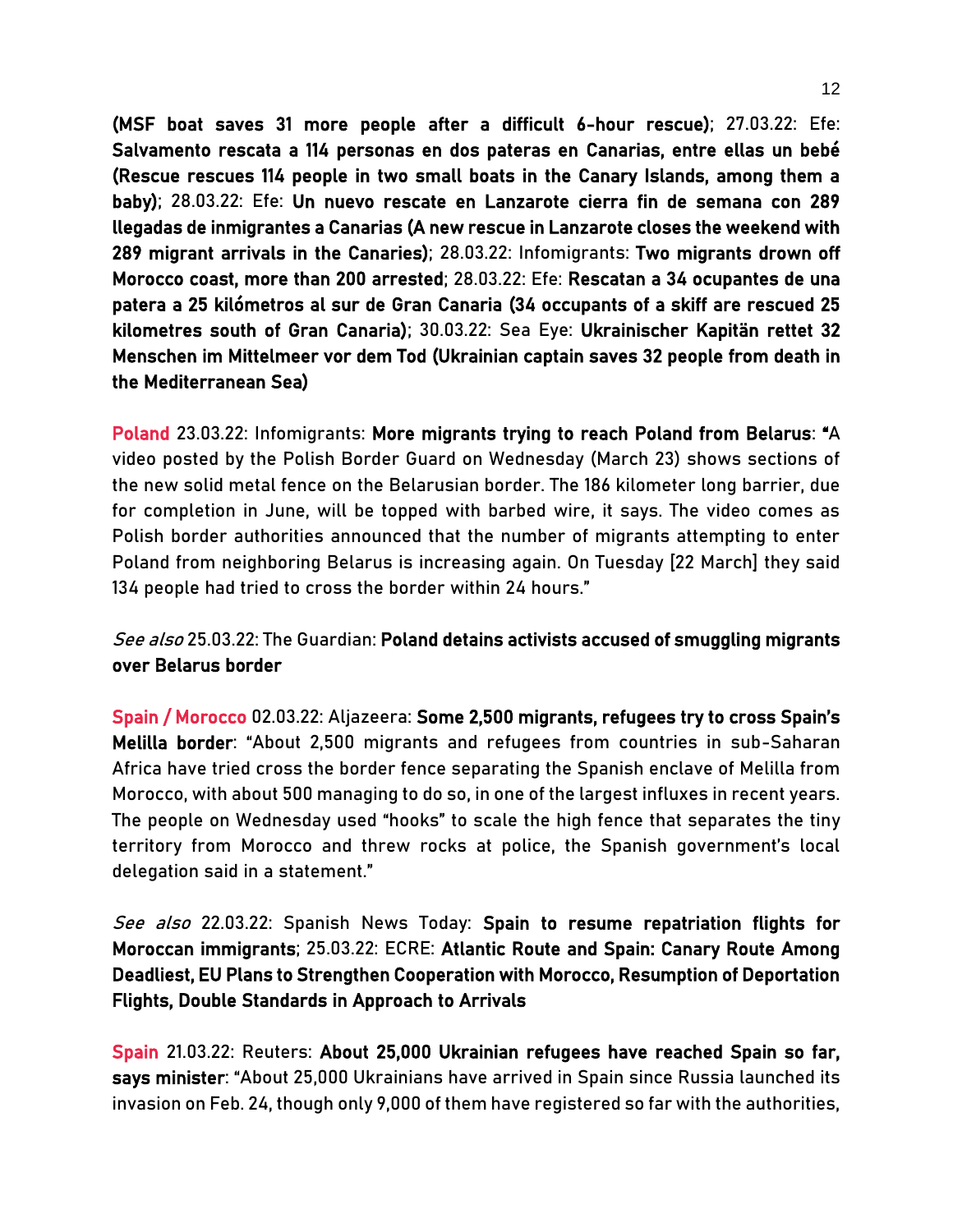**(MSF boat saves 31 more people after a difficult 6-hour rescue)**; 27.03.22: Efe: **Salvamento rescata a 114 personas en dos pateras en Canarias, entre ellas un bebé (Rescue rescues 114 people in two small boats in the Canary Islands, among them a baby)**; 28.03.22: Efe: **Un nuevo rescate en Lanzarote cierra fin de semana con 289 llegadas de inmigrantes a Canarias (A new rescue in Lanzarote closes the weekend with 289 migrant arrivals in the Canaries)**; 28.03.22: Infomigrants: **Two migrants drown off Morocco coast, more than 200 arrested**; 28.03.22: Efe: **Rescatan a 34 ocupantes de una patera a 25 kilómetros al sur de Gran Canaria (34 occupants of a skiff are rescued 25 kilometres south of Gran Canaria)**; 30.03.22: Sea Eye: **Ukrainischer Kapitän rettet 32 Menschen im Mittelmeer vor dem Tod (Ukrainian captain saves 32 people from death in the Mediterranean Sea)**

**Poland** 23.03.22: Infomigrants: **More migrants trying to reach Poland from Belarus**: "A video posted by the Polish Border Guard on Wednesday (March 23) shows sections of the new solid metal fence on the Belarusian border. The 186 kilometer long barrier, due for completion in June, will be topped with barbed wire, it says. The video comes as Polish border authorities announced that the number of migrants attempting to enter Poland from neighboring Belarus is increasing again. On Tuesday [22 March] they said 134 people had tried to cross the border within 24 hours."

*See also* 25.03.22: The Guardian: **Poland detains activists accused of smuggling migrants over Belarus border**

**Spain / Morocco** 02.03.22: Aljazeera: **Some 2,500 migrants, refugees try to cross Spain's Melilla border**: "About 2,500 migrants and refugees from countries in sub-Saharan Africa have tried cross the border fence separating the Spanish enclave of Melilla from Morocco, with about 500 managing to do so, in one of the largest influxes in recent years. The people on Wednesday used "hooks" to scale the high fence that separates the tiny territory from Morocco and threw rocks at police, the Spanish government's local delegation said in a statement."

*See also* 22.03.22: Spanish News Today: **Spain to resume repatriation flights for Moroccan immigrants**; 25.03.22: ECRE: **Atlantic Route and Spain: Canary Route Among Deadliest, EU Plans to Strengthen Cooperation with Morocco, Resumption of Deportation Flights, Double Standards in Approach to Arrivals**

**Spain** 21.03.22: Reuters: **About 25,000 Ukrainian refugees have reached Spain so far, says minister**: "About 25,000 Ukrainians have arrived in Spain since Russia launched its invasion on Feb. 24, though only 9,000 of them have registered so far with the authorities,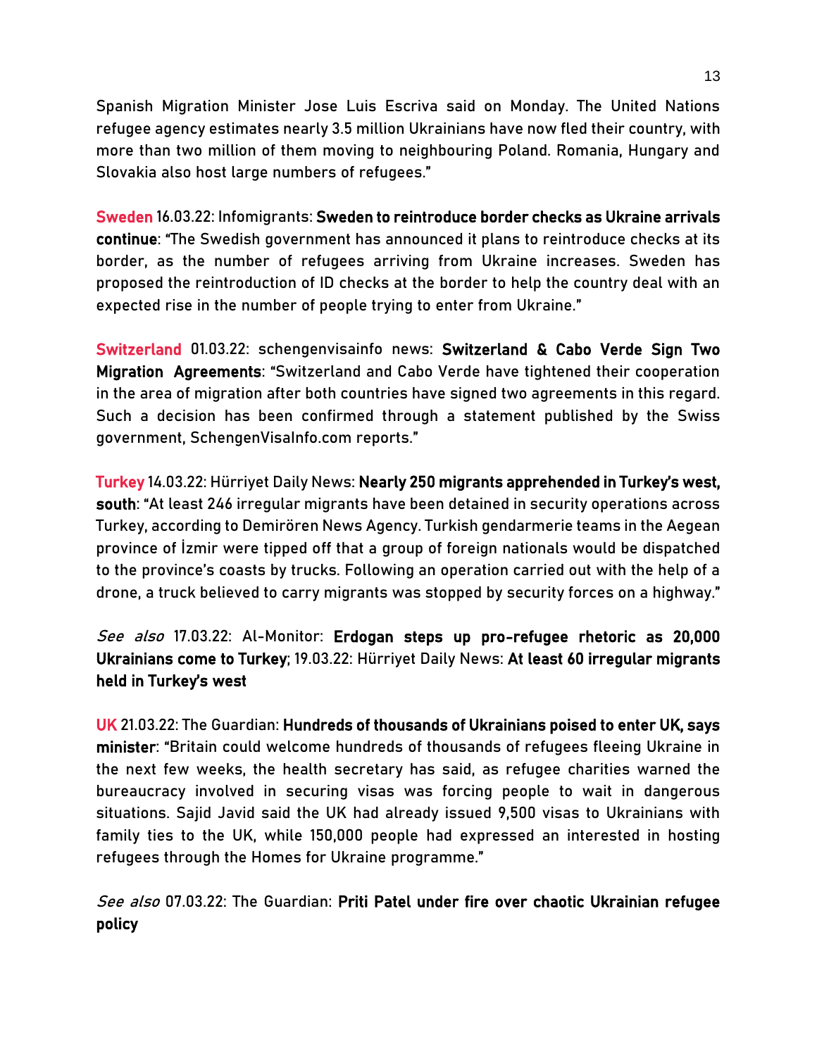Spanish Migration Minister Jose Luis Escriva said on Monday. The United Nations refugee agency estimates nearly 3.5 million Ukrainians have now fled their country, with more than two million of them moving to neighbouring Poland. Romania, Hungary and Slovakia also host large numbers of refugees."

Sweden 16.03.22: Infomigrants: **Sweden to reintroduce border checks as Ukraine arrivals continue**: "The Swedish government has announced it plans to reintroduce checks at its border, as the number of refugees arriving from Ukraine increases. Sweden has proposed the reintroduction of ID checks at the border to help the country deal with an expected rise in the number of people trying to enter from Ukraine."

Switzerland 01.03.22: schengenvisainfo news: **Switzerland & Cabo Verde Sign Two Migration Agreements**: "Switzerland and Cabo Verde have tightened their cooperation in the area of migration after both countries have signed two agreements in this regard. Such a decision has been confirmed through a statement published by the Swiss government, SchengenVisaInfo.com reports."

Turkey 14.03.22: Hürriyet Daily News: **Nearly 250 migrants apprehended in Turkey's west, south**: "At least 246 irregular migrants have been detained in security operations across Turkey, according to Demirören News Agency. Turkish gendarmerie teams in the Aegean province of İzmir were tipped off that a group of foreign nationals would be dispatched to the province's coasts by trucks. Following an operation carried out with the help of a drone, a truck believed to carry migrants was stopped by security forces on a highway."

*See also* 17.03.22: Al-Monitor: **Erdogan steps up pro-refugee rhetoric as 20,000 Ukrainians come to Turkey**; 19.03.22: Hürriyet Daily News: **At least 60 irregular migrants held in Turkey's west**

UK 21.03.22: The Guardian: **Hundreds of thousands of Ukrainians poised to enter UK, says minister**: "Britain could welcome hundreds of thousands of refugees fleeing Ukraine in the next few weeks, the health secretary has said, as refugee charities warned the bureaucracy involved in securing visas was forcing people to wait in dangerous situations. Sajid Javid said the UK had already issued 9,500 visas to Ukrainians with family ties to the UK, while 150,000 people had expressed an interested in hosting refugees through the Homes for Ukraine programme."

*See also* 07.03.22: The Guardian: **Priti Patel under fire over chaotic Ukrainian refugee policy**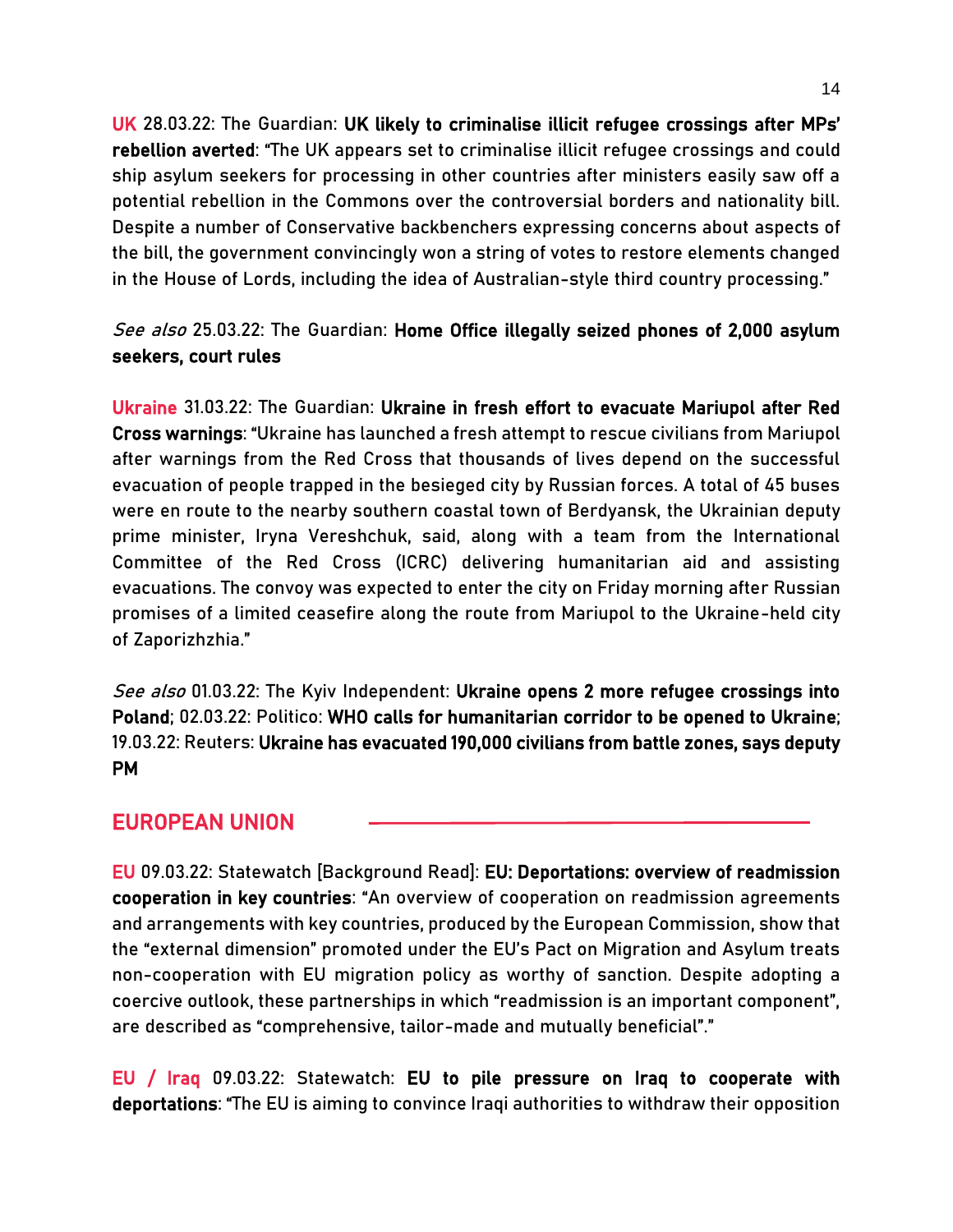UK 28.03.22: The Guardian: **UK likely to criminalise illicit refugee crossings after MPs' rebellion averted**: "The UK appears set to criminalise illicit refugee crossings and could ship asylum seekers for processing in other countries after ministers easily saw off a potential rebellion in the Commons over the controversial borders and nationality bill. Despite a number of Conservative backbenchers expressing concerns about aspects of the bill, the government convincingly won a string of votes to restore elements changed in the House of Lords, including the idea of Australian-style third country processing."

*See also* 25.03.22: The Guardian: **Home Office illegally seized phones of 2,000 asylum seekers, court rules**

Ukraine 31.03.22: The Guardian: **Ukraine in fresh effort to evacuate Mariupol after Red Cross warnings**: "Ukraine has launched a fresh attempt to rescue civilians from Mariupol after warnings from the Red Cross that thousands of lives depend on the successful evacuation of people trapped in the besieged city by Russian forces. A total of 45 buses were en route to the nearby southern coastal town of Berdyansk, the Ukrainian deputy prime minister, Iryna Vereshchuk, said, along with a team from the International Committee of the Red Cross (ICRC) delivering humanitarian aid and assisting evacuations. The convoy was expected to enter the city on Friday morning after Russian promises of a limited ceasefire along the route from Mariupol to the Ukraine-held city of Zaporizhzhia."

*See also* 01.03.22: The Kyiv Independent: **Ukraine opens 2 more refugee crossings into Poland**; 02.03.22: Politico: **WHO calls for humanitarian corridor to be opened to Ukraine**; 19.03.22: Reuters: **Ukraine has evacuated 190,000 civilians from battle zones, says deputy PM**

## EUROPEAN UNION

EU 09.03.22: Statewatch [Background Read]: **EU: Deportations: overview of readmission cooperation in key countries**: "An overview of cooperation on readmission agreements and arrangements with key countries, produced by the European Commission, show that the "external dimension" promoted under the EU's Pact on Migration and Asylum treats non-cooperation with EU migration policy as worthy of sanction. Despite adopting a coercive outlook, these partnerships in which "readmission is an important component", are described as "comprehensive, tailor-made and mutually beneficial"."

EU / Iraq 09.03.22: Statewatch: **EU to pile pressure on Iraq to cooperate with deportations**: "The EU is aiming to convince Iraqi authorities to withdraw their opposition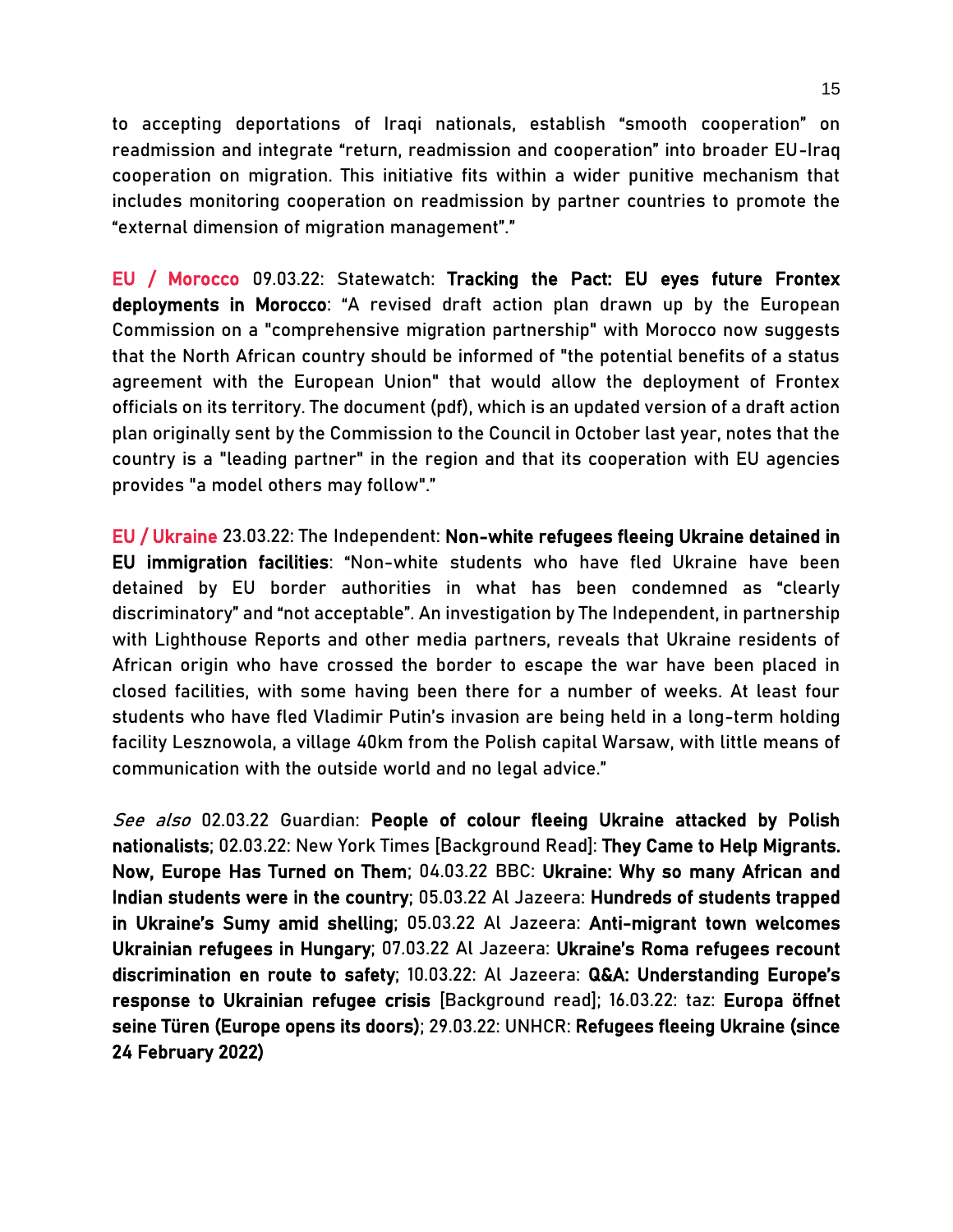to accepting deportations of Iraqi nationals, establish "smooth cooperation" on readmission and integrate "return, readmission and cooperation" into broader EU-Iraq cooperation on migration. This initiative fits within a wider punitive mechanism that includes monitoring cooperation on readmission by partner countries to promote the "external dimension of migration management"."

**EU / Morocco** 09.03.22: Statewatch: **Tracking the Pact: EU eyes future Frontex deployments in Morocco**: "A revised draft action plan drawn up by the European Commission on a "comprehensive migration partnership" with Morocco now suggests that the North African country should be informed of "the potential benefits of a status agreement with the European Union" that would allow the deployment of Frontex officials on its territory. The document (pdf), which is an updated version of a draft action plan originally sent by the Commission to the Council in October last year, notes that the country is a "leading partner" in the region and that its cooperation with EU agencies provides "a model others may follow"."

**EU / Ukraine** 23.03.22: The Independent: **Non-white refugees fleeing Ukraine detained in EU immigration facilities**: "Non-white students who have fled Ukraine have been detained by EU border authorities in what has been condemned as "clearly discriminatory" and "not acceptable". An investigation by The Independent, in partnership with Lighthouse Reports and other media partners, reveals that Ukraine residents of African origin who have crossed the border to escape the war have been placed in closed facilities, with some having been there for a number of weeks. At least four students who have fled Vladimir Putin's invasion are being held in a long-term holding facility Lesznowola, a village 40km from the Polish capital Warsaw, with little means of communication with the outside world and no legal advice."

*See also* 02.03.22 Guardian: **People of colour fleeing Ukraine attacked by Polish nationalists**; 02.03.22: New York Times [Background Read]: **They Came to Help Migrants. Now, Europe Has Turned on Them**; 04.03.22 BBC: **Ukraine: Why so many African and Indian students were in the country**; 05.03.22 Al Jazeera: **Hundreds of students trapped in Ukraine's Sumy amid shelling**; 05.03.22 Al Jazeera: **Anti-migrant town welcomes Ukrainian refugees in Hungary**; 07.03.22 Al Jazeera: **Ukraine's Roma refugees recount discrimination en route to safety**; 10.03.22: Al Jazeera: **Q&A: Understanding Europe's response to Ukrainian refugee crisis** [Background read]; 16.03.22: taz: **Europa öffnet seine Türen (Europe opens its doors)**; 29.03.22: UNHCR: **Refugees fleeing Ukraine (since 24 February 2022)**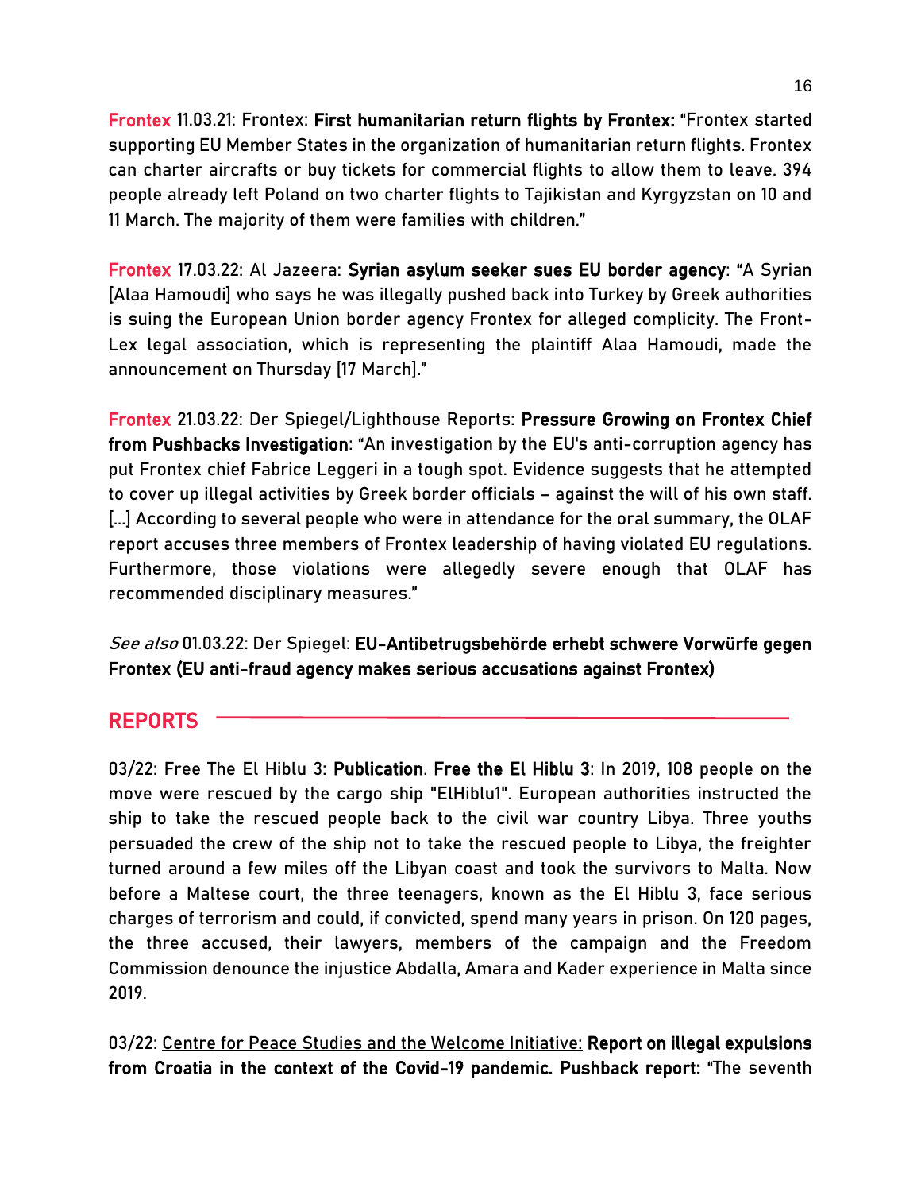**Frontex** 11.03.21: Frontex: **First humanitarian return flights by Frontex:** "Frontex started supporting EU Member States in the organization of humanitarian return flights. Frontex can charter aircrafts or buy tickets for commercial flights to allow them to leave. 394 people already left Poland on two charter flights to Tajikistan and Kyrgyzstan on 10 and 11 March. The majority of them were families with children."

**Frontex** 17.03.22: Al Jazeera: **Syrian asylum seeker sues EU border agency**: "A Syrian [Alaa Hamoudi] who says he was illegally pushed back into Turkey by Greek authorities is suing the European Union border agency Frontex for alleged complicity. The Front-Lex legal association, which is representing the plaintiff Alaa Hamoudi, made the announcement on Thursday [17 March]."

**Frontex** 21.03.22: Der Spiegel/Lighthouse Reports: **Pressure Growing on Frontex Chief from Pushbacks Investigation**: "An investigation by the EU's anti-corruption agency has put Frontex chief Fabrice Leggeri in a tough spot. Evidence suggests that he attempted to cover up illegal activities by Greek border officials – against the will of his own staff. [...] According to several people who were in attendance for the oral summary, the OLAF report accuses three members of Frontex leadership of having violated EU regulations. Furthermore, those violations were allegedly severe enough that OLAF has recommended disciplinary measures."

*See also* 01.03.22: Der Spiegel: **EU-Antibetrugsbehörde erhebt schwere Vorwürfe gegen Frontex (EU anti-fraud agency makes serious accusations against Frontex)**

## REPORTS

03/22: Free The El Hiblu 3: **Publication**. **Free the El Hiblu 3**: In 2019, 108 people on the move were rescued by the cargo ship "ElHiblu1". European authorities instructed the ship to take the rescued people back to the civil war country Libya. Three youths persuaded the crew of the ship not to take the rescued people to Libya, the freighter turned around a few miles off the Libyan coast and took the survivors to Malta. Now before a Maltese court, the three teenagers, known as the El Hiblu 3, face serious charges of terrorism and could, if convicted, spend many years in prison. On 120 pages, the three accused, their lawyers, members of the campaign and the Freedom Commission denounce the injustice Abdalla, Amara and Kader experience in Malta since 2019.

03/22: Centre for Peace Studies and the Welcome Initiative: **Report on illegal expulsions from Croatia in the context of the Covid-19 pandemic. Pushback report:** "The seventh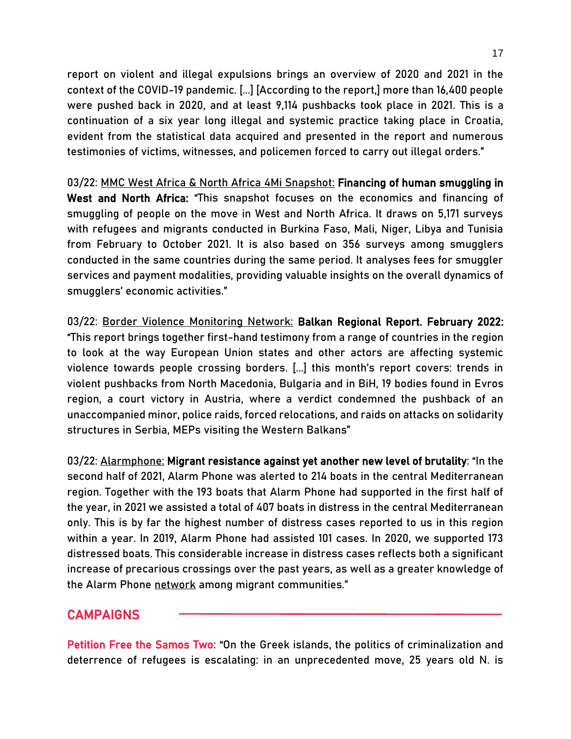report on violent and illegal expulsions brings an overview of 2020 and 2021 in the context of the COVID-19 pandemic. [...] [According to the report,] more than 16,400 people were pushed back in 2020, and at least 9,114 pushbacks took place in 2021. This is a continuation of a six year long illegal and systemic practice taking place in Croatia, evident from the statistical data acquired and presented in the report and numerous testimonies of victims, witnesses, and policemen forced to carry out illegal orders."

03/22: MMC West Africa & North Africa 4Mi Snapshot: **Financing of human smuggling in West and North Africa:** "This snapshot focuses on the economics and financing of smuggling of people on the move in West and North Africa. It draws on 5,171 surveys with refugees and migrants conducted in Burkina Faso, Mali, Niger, Libya and Tunisia from February to October 2021. It is also based on 356 surveys among smugglers conducted in the same countries during the same period. It analyses fees for smuggler services and payment modalities, providing valuable insights on the overall dynamics of smugglers' economic activities."

03/22: Border Violence Monitoring Network: **Balkan Regional Report. February 2022:** "This report brings together first-hand testimony from a range of countries in the region to look at the way European Union states and other actors are affecting systemic violence towards people crossing borders. [...] this month's report covers: trends in violent pushbacks from North Macedonia, Bulgaria and in BiH, 19 bodies found in Evros region, a court victory in Austria, where a verdict condemned the pushback of an unaccompanied minor, police raids, forced relocations, and raids on attacks on solidarity structures in Serbia, MEPs visiting the Western Balkans"

03/22: Alarmphone: **Migrant resistance against yet another new level of brutality**: "In the second half of 2021, Alarm Phone was alerted to 214 boats in the central Mediterranean region. Together with the 193 boats that Alarm Phone had supported in the first half of the year, in 2021 we assisted a total of 407 boats in distress in the central Mediterranean only. This is by far the highest number of distress cases reported to us in this region within a year. In 2019, Alarm Phone had assisted 101 cases. In 2020, we supported 173 distressed boats. This considerable increase in distress cases reflects both a significant increase of precarious crossings over the past years, as well a greater knowledge of the Alarm Phone network among migrant communities."

## CAMPAIGNS

**Petition Free the Samos Two**: "On the Greek islands, the politics of criminalization and deterrence of refugees is escalating: in an unprecedented move, 25 years old N. is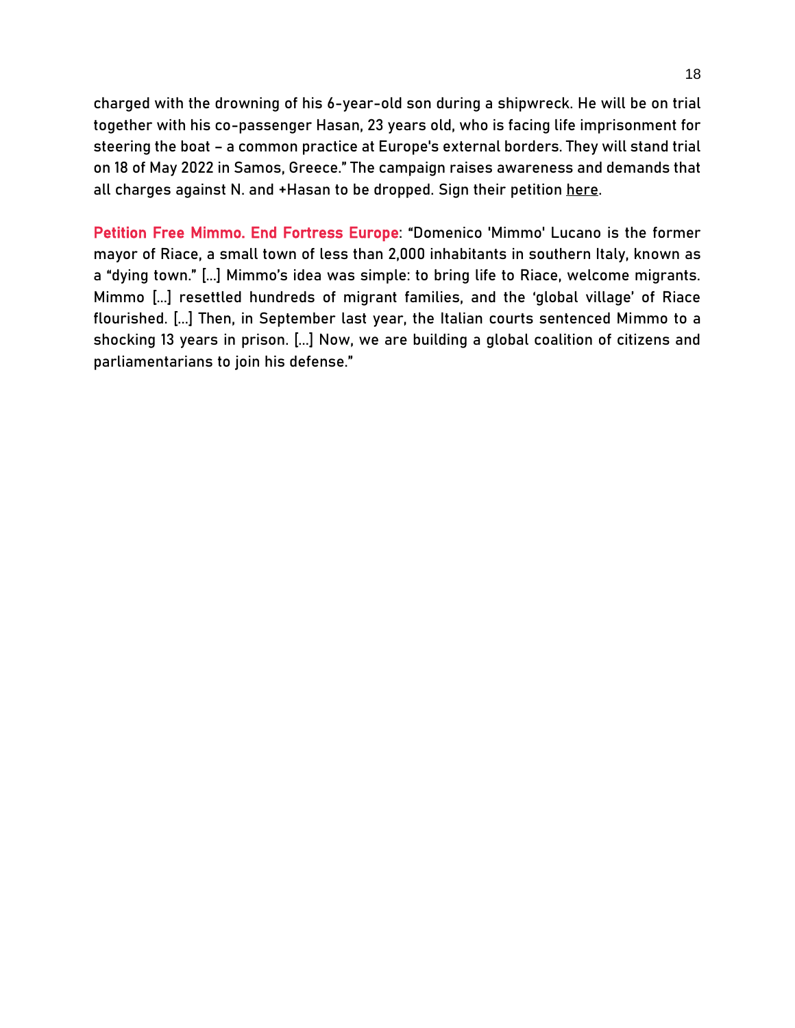charged with the drowning of his 6-year-old son during a shipwreck. He will be on trial together with his co-passenger Hasan, 23 years old, who is facing life imprisonment for steering the boat – a common practice at Europe's external borders. They will stand trial on 18 of May 2022 in Samos, Greece." The campaign raises awareness and demands that all charges against N. and +Hasan to be dropped. Sign their petition here.

**Petition Free Mimmo. End Fortress Europe**: "Domenico 'Mimmo' Lucano is the former mayor of Riace, a small town of less than 2,000 inhabitants in southern Italy, known as a "dying town." [...] Mimmo's idea was simple: to bring life to Riace, welcome migrants. Mimmo [...] resettled hundreds of migrant families, and the 'global village' of Riace flourished. [...] Then, in September last year, the Italian courts sentenced Mimmo to a shocking 13 years in prison. [...] Now, we are building a global coalition of citizens and parliamentarians to join his defense."